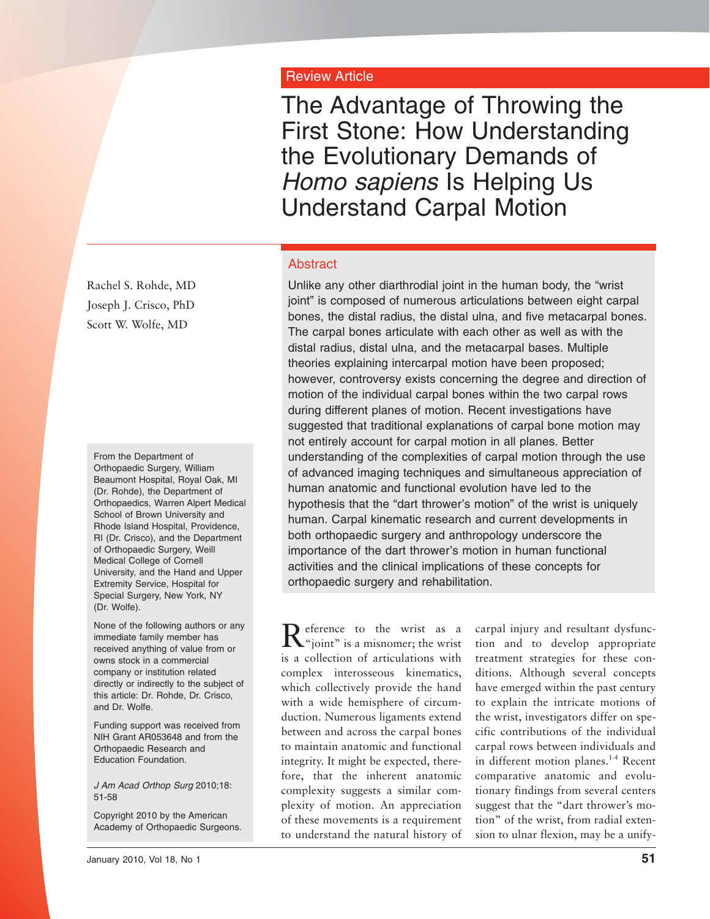Review Article

# The Advantage of Throwing the First Stone: How Understanding the Evolutionary Demands of *Homo sapiens* Is Helping Us Understand Carpal Motion

Rachel S. Rohde, MD
Joseph J. Crisco, PhD
Scott W. Wolfe, MD

From the Department of Orthopaedic Surgery, William Beaumont Hospital, Royal Oak, MI (Dr. Rohde), the Department of Orthopaedics, Warren Alpert Medical School of Brown University and Rhode Island Hospital, Providence, RI (Dr. Crisco), and the Department of Orthopaedic Surgery, Weill Medical College of Cornell University, and the Hand and Upper Extremity Service, Hospital for Special Surgery, New York, NY (Dr. Wolfe).

None of the following authors or any immediate family member has received anything of value from or owns stock in a commercial company or institution related directly or indirectly to the subject of this article: Dr. Rohde, Dr. Crisco, and Dr. Wolfe.

Funding support was received from NIH Grant AR053648 and from the Orthopaedic Research and Education Foundation.

*J Am Acad Orthop Surg* 2010;18: 51-58

Copyright 2010 by the American Academy of Orthopaedic Surgeons.

## Abstract

Unlike any other diarthrodial joint in the human body, the "wrist joint" is composed of numerous articulations between eight carpal bones, the distal radius, the distal ulna, and five metacarpal bones. The carpal bones articulate with each other as well as with the distal radius, distal ulna, and the metacarpal bases. Multiple theories explaining intercarpal motion have been proposed; however, controversy exists concerning the degree and direction of motion of the individual carpal bones within the two carpal rows during different planes of motion. Recent investigations have suggested that traditional explanations of carpal bone motion may not entirely account for carpal motion in all planes. Better understanding of the complexities of carpal motion through the use of advanced imaging techniques and simultaneous appreciation of human anatomic and functional evolution have led to the hypothesis that the "dart thrower's motion" of the wrist is uniquely human. Carpal kinematic research and current developments in both orthopaedic surgery and anthropology underscore the importance of the dart thrower's motion in human functional activities and the clinical implications of these concepts for orthopaedic surgery and rehabilitation.

Reference to the wrist as a "joint" is a misnomer; the wrist is a collection of articulations with complex interosseous kinematics, which collectively provide the hand with a wide hemisphere of circumduction. Numerous ligaments extend between and across the carpal bones to maintain anatomic and functional integrity. It might be expected, therefore, that the inherent anatomic complexity suggests a similar complexity of motion. An appreciation of these movements is a requirement to understand the natural history of carpal injury and resultant dysfunction and to develop appropriate treatment strategies for these conditions. Although several concepts have emerged within the past century to explain the intricate motions of the wrist, investigators differ on specific contributions of the individual carpal rows between individuals and in different motion planes.[1-4] Recent comparative anatomic and evolutionary findings from several centers suggest that the "dart thrower's motion" of the wrist, from radial extension to ulnar flexion, may be a unify-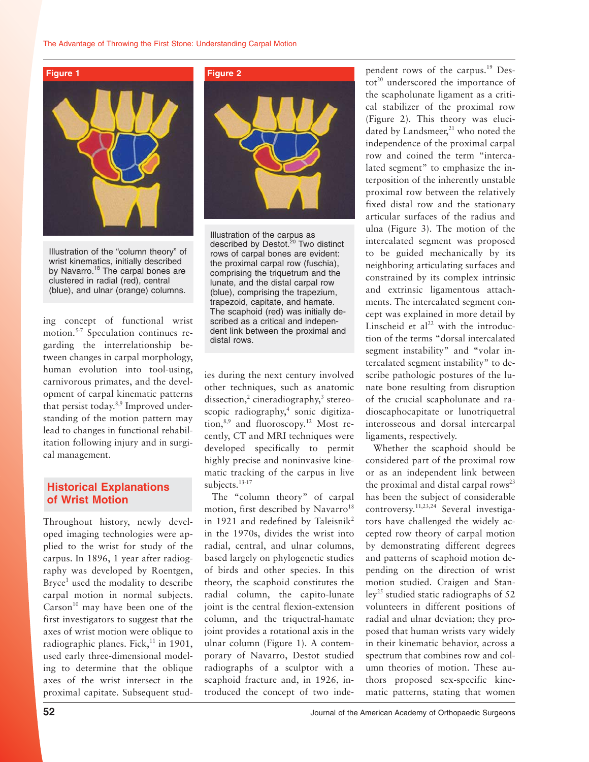**Figure 1**

Illustration of the "column theory" of wrist kinematics, initially described by Navarro.[18] The carpal bones are clustered in radial (red), central (blue), and ulnar (orange) columns.

**Figure 2**

Illustration of the carpus as described by Destot.[20] Two distinct rows of carpal bones are evident: the proximal carpal row (fuschia), comprising the triquetrum and the lunate, and the distal carpal row (blue), comprising the trapezium, trapezoid, capitate, and hamate. The scaphoid (red) was initially described as a critical and independent link between the proximal and distal rows.

ing concept of functional wrist motion.[5-7] Speculation continues regarding the interrelationship between changes in carpal morphology, human evolution into tool-using, carnivorous primates, and the development of carpal kinematic patterns that persist today.[8,9] Improved understanding of the motion pattern may lead to changes in functional rehabilitation following injury and in surgical management.

## Historical Explanations of Wrist Motion

Throughout history, newly developed imaging technologies were applied to the wrist for study of the carpus. In 1896, 1 year after radiography was developed by Roentgen, Bryce[1] used the modality to describe carpal motion in normal subjects. Carson[10] may have been one of the first investigators to suggest that the axes of wrist motion were oblique to radiographic planes. Fick,[11] in 1901, used early three-dimensional modeling to determine that the oblique axes of the wrist intersect in the proximal capitate. Subsequent studies during the next century involved other techniques, such as anatomic dissection,[2] cineradiography,[3] stereoscopic radiography,[4] sonic digitization,[8,9] and fluoroscopy.[12] Most recently, CT and MRI techniques were developed specifically to permit highly precise and noninvasive kinematic tracking of the carpus in live subjects.[13-17]

The "column theory" of carpal motion, first described by Navarro[18] in 1921 and redefined by Taleisnik[2] in the 1970s, divides the wrist into radial, central, and ulnar columns, based largely on phylogenetic studies of birds and other species. In this theory, the scaphoid constitutes the radial column, the capito-lunate joint is the central flexion-extension column, and the triquetral-hamate joint provides a rotational axis in the ulnar column (Figure 1). A contemporary of Navarro, Destot studied radiographs of a sculptor with a scaphoid fracture and, in 1926, introduced the concept of two independent rows of the carpus.[19] Destot[20] underscored the importance of the scapholunate ligament as a critical stabilizer of the proximal row (Figure 2). This theory was elucidated by Landsmeer,[21] who noted the independence of the proximal carpal row and coined the term "intercalated segment" to emphasize the interposition of the inherently unstable proximal row between the relatively fixed distal row and the stationary articular surfaces of the radius and ulna (Figure 3). The motion of the intercalated segment was proposed to be guided mechanically by its neighboring articulating surfaces and constrained by its complex intrinsic and extrinsic ligamentous attachments. The intercalated segment concept was explained in more detail by Linscheid et al[22] with the introduction of the terms "dorsal intercalated segment instability" and "volar intercalated segment instability" to describe pathologic postures of the lunate bone resulting from disruption of the crucial scapholunate and radioscaphocapitate or lunotriquetral interosseous and dorsal intercarpal ligaments, respectively.

Whether the scaphoid should be considered part of the proximal row or as an independent link between the proximal and distal carpal rows[23] has been the subject of considerable controversy.[11,23,24] Several investigators have challenged the widely accepted row theory of carpal motion by demonstrating different degrees and patterns of scaphoid motion depending on the direction of wrist motion studied. Craigen and Stanley[25] studied static radiographs of 52 volunteers in different positions of radial and ulnar deviation; they proposed that human wrists vary widely in their kinematic behavior, across a spectrum that combines row and column theories of motion. These authors proposed sex-specific kinematic patterns, stating that women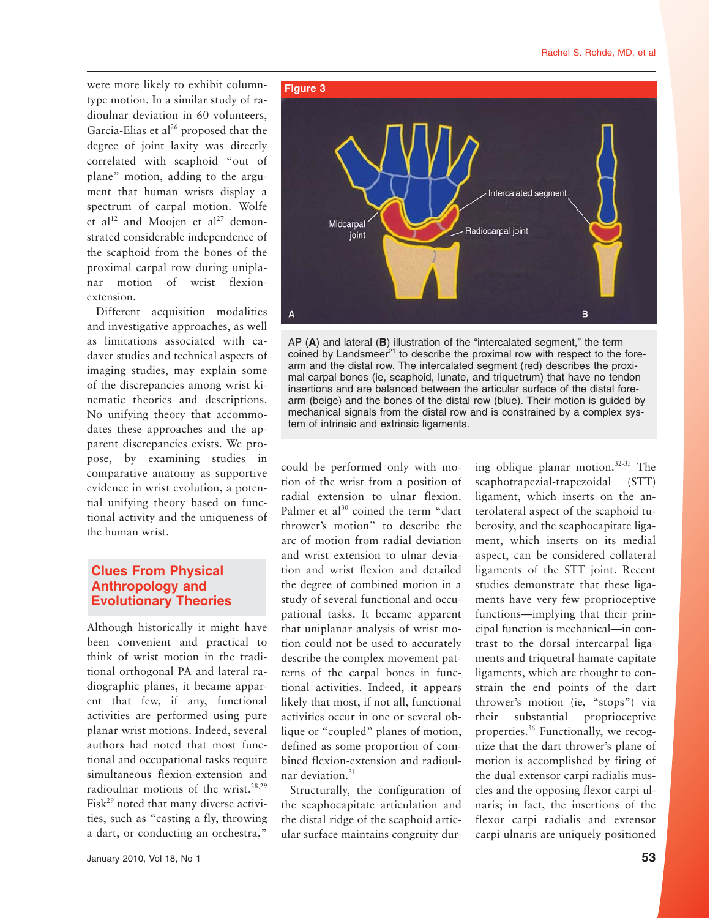were more likely to exhibit column-type motion. In a similar study of radioulnar deviation in 60 volunteers, Garcia-Elias et al[26] proposed that the degree of joint laxity was directly correlated with scaphoid "out of plane" motion, adding to the argument that human wrists display a spectrum of carpal motion. Wolfe et al[12] and Moojen et al[27] demonstrated considerable independence of the scaphoid from the bones of the proximal carpal row during uniplanar motion of wrist flexion-extension.

Different acquisition modalities and investigative approaches, as well as limitations associated with cadaver studies and technical aspects of imaging studies, may explain some of the discrepancies among wrist kinematic theories and descriptions. No unifying theory that accommodates these approaches and the apparent discrepancies exists. We propose, by examining studies in comparative anatomy as supportive evidence in wrist evolution, a potential unifying theory based on functional activity and the uniqueness of the human wrist.

**Figure 3**

AP (**A**) and lateral (**B**) illustration of the "intercalated segment," the term coined by Landsmeer[21] to describe the proximal row with respect to the forearm and the distal row. The intercalated segment (red) describes the proximal carpal bones (ie, scaphoid, lunate, and triquetrum) that have no tendon insertions and are balanced between the articular surface of the distal forearm (beige) and the bones of the distal row (blue). Their motion is guided by mechanical signals from the distal row and is constrained by a complex system of intrinsic and extrinsic ligaments.

## Clues From Physical Anthropology and Evolutionary Theories

Although historically it might have been convenient and practical to think of wrist motion in the traditional orthogonal PA and lateral radiographic planes, it became apparent that few, if any, functional activities are performed using pure planar wrist motions. Indeed, several authors had noted that most functional and occupational tasks require simultaneous flexion-extension and radioulnar motions of the wrist.[28,29] Fisk[29] noted that many diverse activities, such as "casting a fly, throwing a dart, or conducting an orchestra," could be performed only with motion of the wrist from a position of radial extension to ulnar flexion. Palmer et al[30] coined the term "dart thrower's motion" to describe the arc of motion from radial deviation and wrist extension to ulnar deviation and wrist flexion and detailed the degree of combined motion in a study of several functional and occupational tasks. It became apparent that uniplanar analysis of wrist motion could not be used to accurately describe the complex movement patterns of the carpal bones in functional activities. Indeed, it appears likely that most, if not all, functional activities occur in one or several oblique or "coupled" planes of motion, defined as some proportion of combined flexion-extension and radioulnar deviation.[31]

Structurally, the configuration of the scaphocapitate articulation and the distal ridge of the scaphoid articular surface maintains congruity during oblique planar motion.[32-35] The scaphotrapezial-trapezoidal (STT) ligament, which inserts on the anterolateral aspect of the scaphoid tuberosity, and the scaphocapitate ligament, which inserts on its medial aspect, can be considered collateral ligaments of the STT joint. Recent studies demonstrate that these ligaments have very few proprioceptive functions—implying that their principal function is mechanical—in contrast to the dorsal intercarpal ligaments and triquetral-hamate-capitate ligaments, which are thought to constrain the end points of the dart thrower's motion (ie, "stops") via their substantial proprioceptive properties.[36] Functionally, we recognize that the dart thrower's plane of motion is accomplished by firing of the dual extensor carpi radialis muscles and the opposing flexor carpi ulnaris; in fact, the insertions of the flexor carpi radialis and extensor carpi ulnaris are uniquely positioned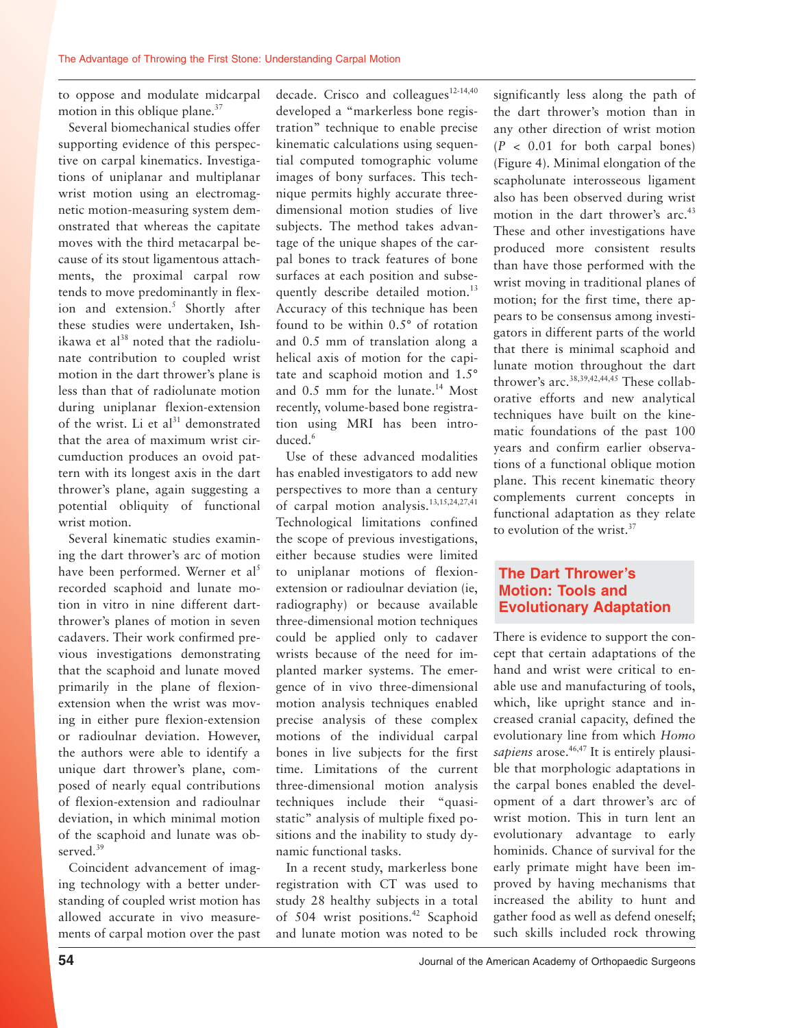to oppose and modulate midcarpal motion in this oblique plane.[37]

Several biomechanical studies offer supporting evidence of this perspective on carpal kinematics. Investigations of uniplanar and multiplanar wrist motion using an electromagnetic motion-measuring system demonstrated that whereas the capitate moves with the third metacarpal because of its stout ligamentous attachments, the proximal carpal row tends to move predominantly in flexion and extension.[5] Shortly after these studies were undertaken, Ishikawa et al[38] noted that the radiolunate contribution to coupled wrist motion in the dart thrower's plane is less than that of radiolunate motion during uniplanar flexion-extension of the wrist. Li et al[31] demonstrated that the area of maximum wrist circumduction produces an ovoid pattern with its longest axis in the dart thrower's plane, again suggesting a potential obliquity of functional wrist motion.

Several kinematic studies examining the dart thrower's arc of motion have been performed. Werner et al[5] recorded scaphoid and lunate motion in vitro in nine different dart-thrower's planes of motion in seven cadavers. Their work confirmed previous investigations demonstrating that the scaphoid and lunate moved primarily in the plane of flexion-extension when the wrist was moving in either pure flexion-extension or radioulnar deviation. However, the authors were able to identify a unique dart thrower's plane, composed of nearly equal contributions of flexion-extension and radioulnar deviation, in which minimal motion of the scaphoid and lunate was observed.[39]

Coincident advancement of imaging technology with a better understanding of coupled wrist motion has allowed accurate in vivo measurements of carpal motion over the past decade. Crisco and colleagues[12-14,40] developed a "markerless bone registration" technique to enable precise kinematic calculations using sequential computed tomographic volume images of bony surfaces. This technique permits highly accurate three-dimensional motion studies of live subjects. The method takes advantage of the unique shapes of the carpal bones to track features of bone surfaces at each position and subsequently describe detailed motion.[13] Accuracy of this technique has been found to be within 0.5° of rotation and 0.5 mm of translation along a helical axis of motion for the capitate and scaphoid motion and 1.5° and 0.5 mm for the lunate.[14] Most recently, volume-based bone registration using MRI has been introduced.[6]

Use of these advanced modalities has enabled investigators to add new perspectives to more than a century of carpal motion analysis.[13,15,24,27,41] Technological limitations confined the scope of previous investigations, either because studies were limited to uniplanar motions of flexion-extension or radioulnar deviation (ie, radiography) or because available three-dimensional motion techniques could be applied only to cadaver wrists because of the need for implanted marker systems. The emergence of in vivo three-dimensional motion analysis techniques enabled precise analysis of these complex motions of the individual carpal bones in live subjects for the first time. Limitations of the current three-dimensional motion analysis techniques include their "quasi-static" analysis of multiple fixed positions and the inability to study dynamic functional tasks.

In a recent study, markerless bone registration with CT was used to study 28 healthy subjects in a total of 504 wrist positions.[42] Scaphoid and lunate motion was noted to be significantly less along the path of the dart thrower's motion than in any other direction of wrist motion ($P < 0.01$ for both carpal bones) (Figure 4). Minimal elongation of the scapholunate interosseous ligament also has been observed during wrist motion in the dart thrower's arc.[43] These and other investigations have produced more consistent results than have those performed with the wrist moving in traditional planes of motion; for the first time, there appears to be consensus among investigators in different parts of the world that there is minimal scaphoid and lunate motion throughout the dart thrower's arc.[38,39,42,44,45] These collaborative efforts and new analytical techniques have built on the kinematic foundations of the past 100 years and confirm earlier observations of a functional oblique motion plane. This recent kinematic theory complements current concepts in functional adaptation as they relate to evolution of the wrist.[37]

## The Dart Thrower's Motion: Tools and Evolutionary Adaptation

There is evidence to support the concept that certain adaptations of the hand and wrist were critical to enable use and manufacturing of tools, which, like upright stance and increased cranial capacity, defined the evolutionary line from which *Homo sapiens* arose.[46,47] It is entirely plausible that morphologic adaptations in the carpal bones enabled the development of a dart thrower's arc of wrist motion. This in turn lent an evolutionary advantage to early hominids. Chance of survival for the early primate might have been improved by having mechanisms that increased the ability to hunt and gather food as well as defend oneself; such skills included rock throwing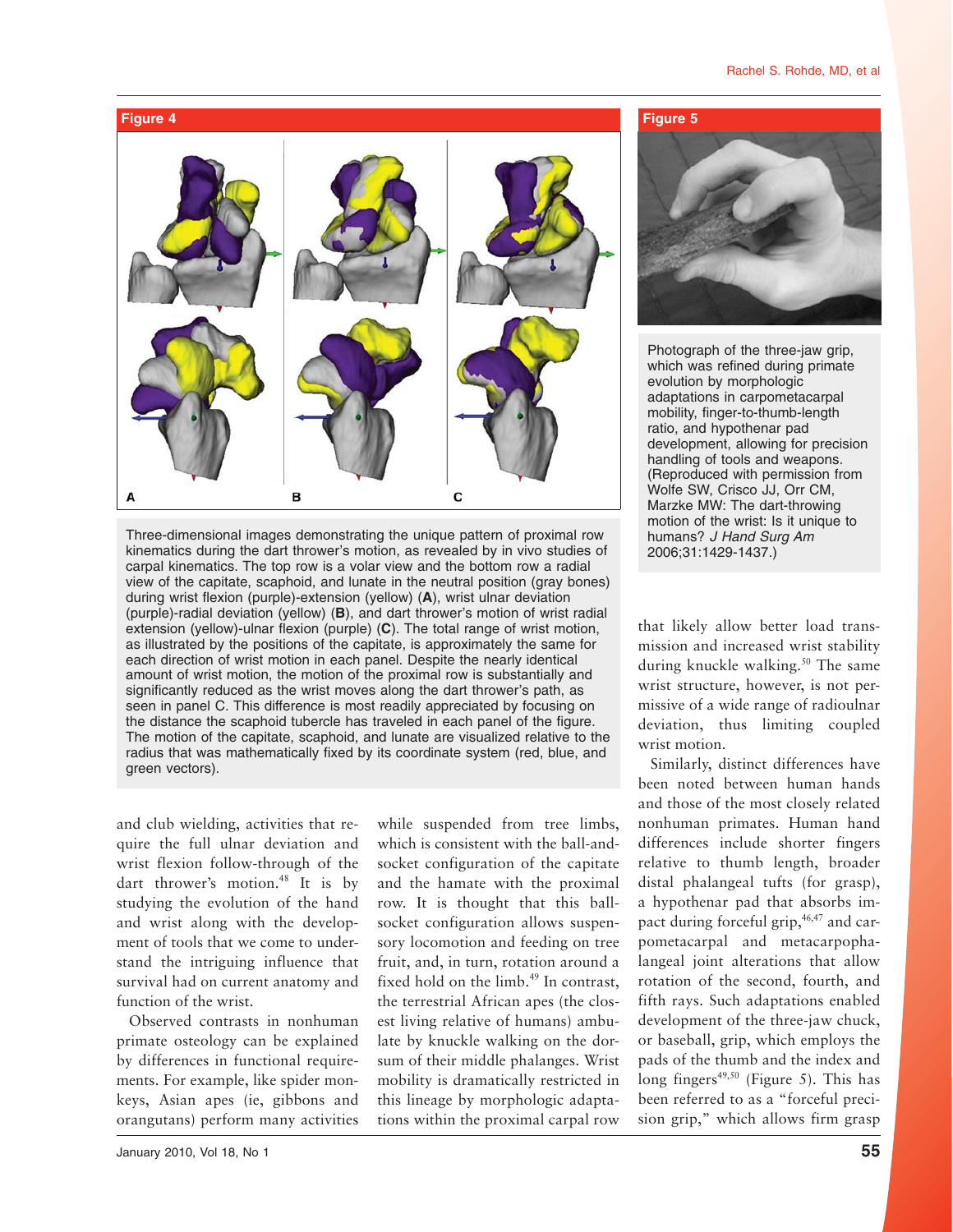**Figure 4**

Three-dimensional images demonstrating the unique pattern of proximal row kinematics during the dart thrower's motion, as revealed by in vivo studies of carpal kinematics. The top row is a volar view and the bottom row a radial view of the capitate, scaphoid, and lunate in the neutral position (gray bones) during wrist flexion (purple)-extension (yellow) (**A**), wrist ulnar deviation (purple)-radial deviation (yellow) (**B**), and dart thrower's motion of wrist radial extension (yellow)-ulnar flexion (purple) (**C**). The total range of wrist motion, as illustrated by the positions of the capitate, is approximately the same for each direction of wrist motion in each panel. Despite the nearly identical amount of wrist motion, the motion of the proximal row is substantially and significantly reduced as the wrist moves along the dart thrower's path, as seen in panel C. This difference is most readily appreciated by focusing on the distance the scaphoid tubercle has traveled in each panel of the figure. The motion of the capitate, scaphoid, and lunate are visualized relative to the radius that was mathematically fixed by its coordinate system (red, blue, and green vectors).

**Figure 5**

Photograph of the three-jaw grip, which was refined during primate evolution by morphologic adaptations in carpometacarpal mobility, finger-to-thumb-length ratio, and hypothenar pad development, allowing for precision handling of tools and weapons. (Reproduced with permission from Wolfe SW, Crisco JJ, Orr CM, Marzke MW: The dart-throwing motion of the wrist: Is it unique to humans? *J Hand Surg Am* 2006;31:1429-1437.)

and club wielding, activities that require the full ulnar deviation and wrist flexion follow-through of the dart thrower's motion.[48] It is by studying the evolution of the hand and wrist along with the development of tools that we come to understand the intriguing influence that survival had on current anatomy and function of the wrist.

Observed contrasts in nonhuman primate osteology can be explained by differences in functional requirements. For example, like spider monkeys, Asian apes (ie, gibbons and orangutans) perform many activities while suspended from tree limbs, which is consistent with the ball-and-socket configuration of the capitate and the hamate with the proximal row. It is thought that this ball-socket configuration allows suspensory locomotion and feeding on tree fruit, and, in turn, rotation around a fixed hold on the limb.[49] In contrast, the terrestrial African apes (the closest living relative of humans) ambulate by knuckle walking on the dorsum of their middle phalanges. Wrist mobility is dramatically restricted in this lineage by morphologic adaptations within the proximal carpal row that likely allow better load transmission and increased wrist stability during knuckle walking.[50] The same wrist structure, however, is not permissive of a wide range of radioulnar deviation, thus limiting coupled wrist motion.

Similarly, distinct differences have been noted between human hands and those of the most closely related nonhuman primates. Human hand differences include shorter fingers relative to thumb length, broader distal phalangeal tufts (for grasp), a hypothenar pad that absorbs impact during forceful grip,[46,47] and carpometacarpal and metacarpophalangeal joint alterations that allow rotation of the second, fourth, and fifth rays. Such adaptations enabled development of the three-jaw chuck, or baseball, grip, which employs the pads of the thumb and the index and long fingers[49,50] (Figure 5). This has been referred to as a "forceful precision grip," which allows firm grasp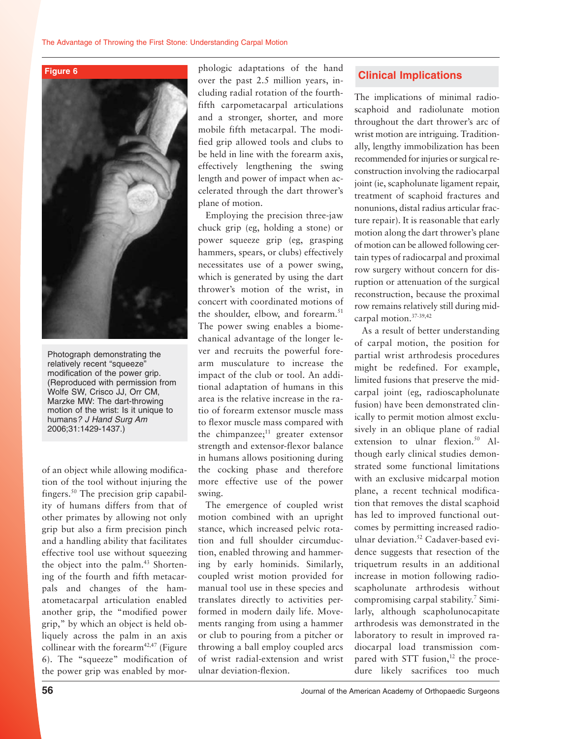**Figure 6**

Photograph demonstrating the relatively recent "squeeze" modification of the power grip. (Reproduced with permission from Wolfe SW, Crisco JJ, Orr CM, Marzke MW: The dart-throwing motion of the wrist: Is it unique to humans? *J Hand Surg Am* 2006;31:1429-1437.)

of an object while allowing modification of the tool without injuring the fingers.[50] The precision grip capability of humans differs from that of other primates by allowing not only grip but also a firm precision pinch and a handling ability that facilitates effective tool use without squeezing the object into the palm.[43] Shortening of the fourth and fifth metacarpals and changes of the hamatometacarpal articulation enabled another grip, the "modified power grip," by which an object is held obliquely across the palm in an axis collinear with the forearm[42,47] (Figure 6). The "squeeze" modification of the power grip was enabled by morphologic adaptations of the hand over the past 2.5 million years, including radial rotation of the fourth-fifth carpometacarpal articulations and a stronger, shorter, and more mobile fifth metacarpal. The modified grip allowed tools and clubs to be held in line with the forearm axis, effectively lengthening the swing length and power of impact when accelerated through the dart thrower's plane of motion.

Employing the precision three-jaw chuck grip (eg, holding a stone) or power squeeze grip (eg, grasping hammers, spears, or clubs) effectively necessitates use of a power swing, which is generated by using the dart thrower's motion of the wrist, in concert with coordinated motions of the shoulder, elbow, and forearm.[51] The power swing enables a biomechanical advantage of the longer lever and recruits the powerful forearm musculature to increase the impact of the club or tool. An additional adaptation of humans in this area is the relative increase in the ratio of forearm extensor muscle mass to flexor muscle mass compared with the chimpanzee;[11] greater extensor strength and extensor-flexor balance in humans allows positioning during the cocking phase and therefore more effective use of the power swing.

The emergence of coupled wrist motion combined with an upright stance, which increased pelvic rotation and full shoulder circumduction, enabled throwing and hammering by early hominids. Similarly, coupled wrist motion provided for manual tool use in these species and translates directly to activities performed in modern daily life. Movements ranging from using a hammer or club to pouring from a pitcher or throwing a ball employ coupled arcs of wrist radial-extension and wrist ulnar deviation-flexion.

## Clinical Implications

The implications of minimal radioscaphoid and radiolunate motion throughout the dart thrower's arc of wrist motion are intriguing. Traditionally, lengthy immobilization has been recommended for injuries or surgical reconstruction involving the radiocarpal joint (ie, scapholunate ligament repair, treatment of scaphoid fractures and nonunions, distal radius articular fracture repair). It is reasonable that early motion along the dart thrower's plane of motion can be allowed following certain types of radiocarpal and proximal row surgery without concern for disruption or attenuation of the surgical reconstruction, because the proximal row remains relatively still during midcarpal motion.[37-39,42]

As a result of better understanding of carpal motion, the position for partial wrist arthrodesis procedures might be redefined. For example, limited fusions that preserve the midcarpal joint (eg, radioscapholunate fusion) have been demonstrated clinically to permit motion almost exclusively in an oblique plane of radial extension to ulnar flexion.[50] Although early clinical studies demonstrated some functional limitations with an exclusive midcarpal motion plane, a recent technical modification that removes the distal scaphoid has led to improved functional outcomes by permitting increased radioulnar deviation.[52] Cadaver-based evidence suggests that resection of the triquetrum results in an additional increase in motion following radioscapholunate arthrodesis without compromising carpal stability.[7] Similarly, although scapholunocapitate arthrodesis was demonstrated in the laboratory to result in improved radiocarpal load transmission compared with STT fusion,[12] the procedure likely sacrifices too much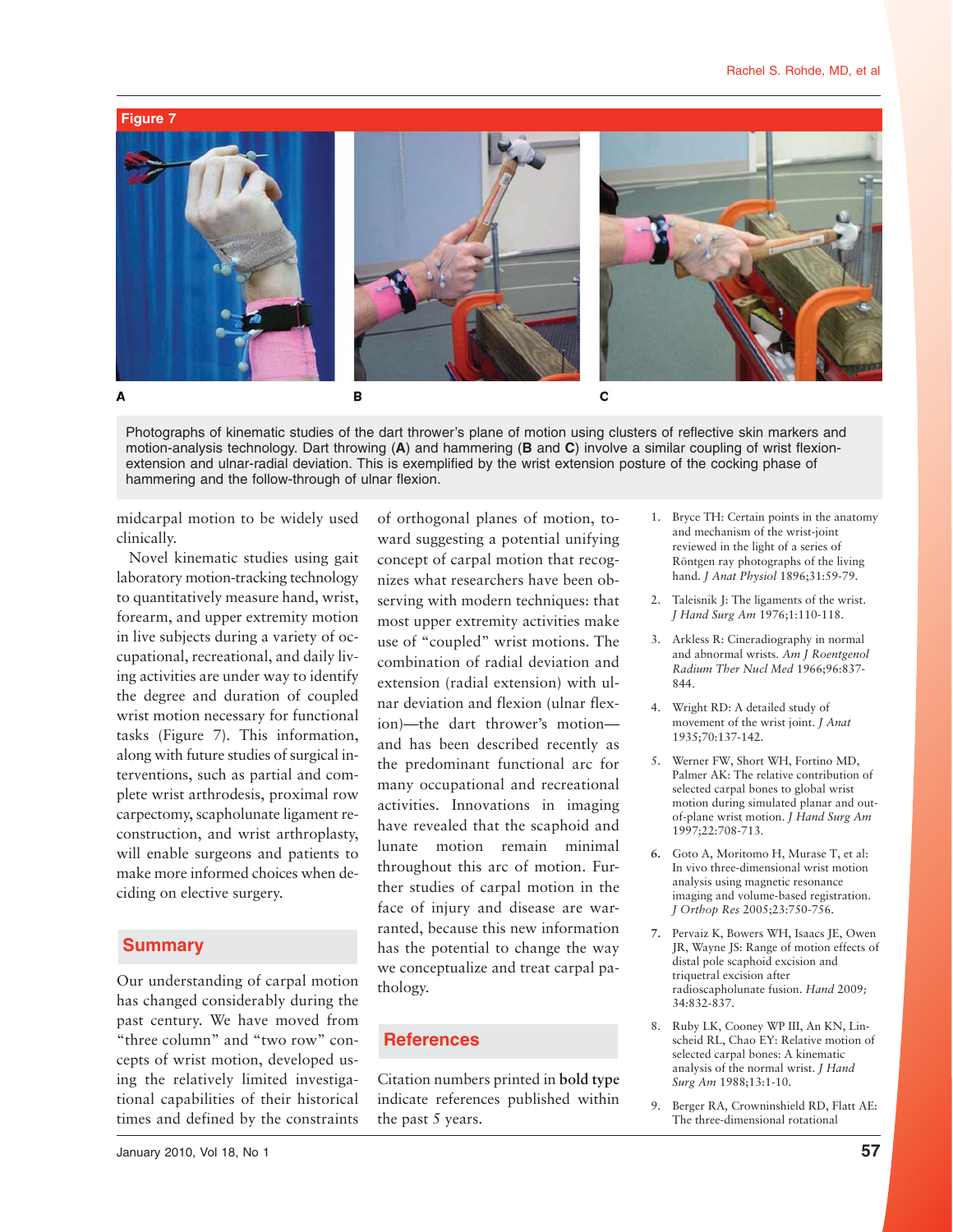**Figure 7**

A B C

Photographs of kinematic studies of the dart thrower's plane of motion using clusters of reflective skin markers and motion-analysis technology. Dart throwing (**A**) and hammering (**B** and **C**) involve a similar coupling of wrist flexion-extension and ulnar-radial deviation. This is exemplified by the wrist extension posture of the cocking phase of hammering and the follow-through of ulnar flexion.

midcarpal motion to be widely used clinically.

Novel kinematic studies using gait laboratory motion-tracking technology to quantitatively measure hand, wrist, forearm, and upper extremity motion in live subjects during a variety of occupational, recreational, and daily living activities are under way to identify the degree and duration of coupled wrist motion necessary for functional tasks (Figure 7). This information, along with future studies of surgical interventions, such as partial and complete wrist arthrodesis, proximal row carpectomy, scapholunate ligament reconstruction, and wrist arthroplasty, will enable surgeons and patients to make more informed choices when deciding on elective surgery.

## Summary

Our understanding of carpal motion has changed considerably during the past century. We have moved from "three column" and "two row" concepts of wrist motion, developed using the relatively limited investigational capabilities of their historical times and defined by the constraints of orthogonal planes of motion, toward suggesting a potential unifying concept of carpal motion that recognizes what researchers have been observing with modern techniques: that most upper extremity activities make use of "coupled" wrist motions. The combination of radial deviation and extension (radial extension) with ulnar deviation and flexion (ulnar flexion)—the dart thrower's motion—and has been described recently as the predominant functional arc for many occupational and recreational activities. Innovations in imaging have revealed that the scaphoid and lunate motion remain minimal throughout this arc of motion. Further studies of carpal motion in the face of injury and disease are warranted, because this new information has the potential to change the way we conceptualize and treat carpal pathology.

## References

Citation numbers printed in **bold type** indicate references published within the past 5 years.

1. Bryce TH: Certain points in the anatomy and mechanism of the wrist-joint reviewed in the light of a series of Röntgen ray photographs of the living hand. *J Anat Physiol* 1896;31:59-79.
2. Taleisnik J: The ligaments of the wrist. *J Hand Surg Am* 1976;1:110-118.
3. Arkless R: Cineradiography in normal and abnormal wrists. *Am J Roentgenol Radium Ther Nucl Med* 1966;96:837-844.
4. Wright RD: A detailed study of movement of the wrist joint. *J Anat* 1935;70:137-142.
5. Werner FW, Short WH, Fortino MD, Palmer AK: The relative contribution of selected carpal bones to global wrist motion during simulated planar and out-of-plane wrist motion. *J Hand Surg Am* 1997;22:708-713.
6. **6.** Goto A, Moritomo H, Murase T, et al: In vivo three-dimensional wrist motion analysis using magnetic resonance imaging and volume-based registration. *J Orthop Res* 2005;23:750-756.
7. **7.** Pervaiz K, Bowers WH, Isaacs JE, Owen JR, Wayne JS: Range of motion effects of distal pole scaphoid excision and triquetral excision after radioscapholunate fusion. *Hand* 2009;34:832-837.
8. Ruby LK, Cooney WP III, An KN, Linscheid RL, Chao EY: Relative motion of selected carpal bones: A kinematic analysis of the normal wrist. *J Hand Surg Am* 1988;13:1-10.
9. Berger RA, Crowninshield RD, Flatt AE: The three-dimensional rotational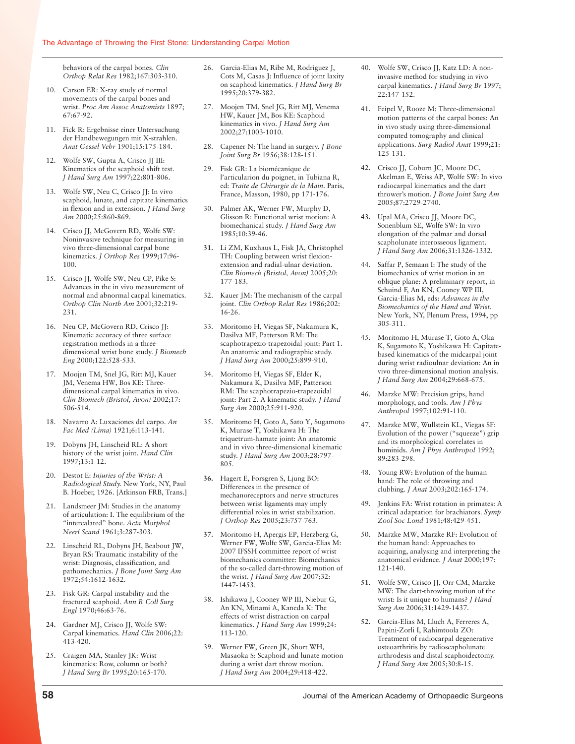behaviors of the carpal bones. *Clin Orthop Relat Res* 1982;167:303-310.

10. Carson ER: X-ray study of normal movements of the carpal bones and wrist. *Proc Am Assoc Anatomists* 1897; 67:67-92.

11. Fick R: Ergebnisse einer Untersuchung der Handbewegungen mit X-strahlen. *Anat Gessel Vehr* 1901;15:175-184.

12. Wolfe SW, Gupta A, Crisco JJ III: Kinematics of the scaphoid shift test. *J Hand Surg Am* 1997;22:801-806.

13. Wolfe SW, Neu C, Crisco JJ: In vivo scaphoid, lunate, and capitate kinematics in flexion and in extension. *J Hand Surg Am* 2000;25:860-869.

14. Crisco JJ, McGovern RD, Wolfe SW: Noninvasive technique for measuring in vivo three-dimensional carpal bone kinematics. *J Orthop Res* 1999;17:96-100.

15. Crisco JJ, Wolfe SW, Neu CP, Pike S: Advances in the in vivo measurement of normal and abnormal carpal kinematics. *Orthop Clin North Am* 2001;32:219-231.

16. Neu CP, McGovern RD, Crisco JJ: Kinematic accuracy of three surface registration methods in a three-dimensional wrist bone study. *J Biomech Eng* 2000;122:528-533.

17. Moojen TM, Snel JG, Ritt MJ, Kauer JM, Venema HW, Bos KE: Three-dimensional carpal kinematics in vivo. *Clin Biomech (Bristol, Avon)* 2002;17: 506-514.

18. Navarro A: Luxaciones del carpo. *An Fac Med (Lima)* 1921;6:113-141.

19. Dobyns JH, Linscheid RL: A short history of the wrist joint. *Hand Clin* 1997;13:1-12.

20. Destot E: *Injuries of the Wrist: A Radiological Study.* New York, NY, Paul B. Hoeber, 1926. [Atkinson FRB, Trans.]

21. Landsmeer JM: Studies in the anatomy of articulation: I. The equilibrium of the "intercalated" bone. *Acta Morphol Neerl Scand* 1961;3:287-303.

22. Linscheid RL, Dobyns JH, Beabout JW, Bryan RS: Traumatic instability of the wrist: Diagnosis, classification, and pathomechanics. *J Bone Joint Surg Am* 1972;54:1612-1632.

23. Fisk GR: Carpal instability and the fractured scaphoid. *Ann R Coll Surg Engl* 1970;46:63-76.

**24.** Gardner MJ, Crisco JJ, Wolfe SW: Carpal kinematics. *Hand Clin* 2006;22: 413-420.

25. Craigen MA, Stanley JK: Wrist kinematics: Row, column or both? *J Hand Surg Br* 1995;20:165-170.

26. Garcia-Elias M, Ribe M, Rodriguez J, Cots M, Casas J: Influence of joint laxity on scaphoid kinematics. *J Hand Surg Br* 1995;20:379-382.

27. Moojen TM, Snel JG, Ritt MJ, Venema HW, Kauer JM, Bos KE: Scaphoid kinematics in vivo. *J Hand Surg Am* 2002;27:1003-1010.

28. Capener N: The hand in surgery. *J Bone Joint Surg Br* 1956;38:128-151.

29. Fisk GR: La biomécanique de l'articularion du poignet, in Tubiana R, ed: *Traite de Chirurgie de la Main*. Paris, France, Masson, 1980, pp 171-176.

30. Palmer AK, Werner FW, Murphy D, Glisson R: Functional wrist motion: A biomechanical study. *J Hand Surg Am* 1985;10:39-46.

**31.** Li ZM, Kuxhaus L, Fisk JA, Christophel TH: Coupling between wrist flexion-extension and radial-ulnar deviation. *Clin Biomech (Bristol, Avon)* 2005;20: 177-183.

32. Kauer JM: The mechanism of the carpal joint. *Clin Orthop Relat Res* 1986;202: 16-26.

33. Moritomo H, Viegas SF, Nakamura K, Dasilva MF, Patterson RM: The scaphotrapezio-trapezoidal joint: Part 1. An anatomic and radiographic study. *J Hand Surg Am* 2000;25:899-910.

34. Moritomo H, Viegas SF, Elder K, Nakamura K, Dasilva MF, Patterson RM: The scaphotrapezio-trapezoidal joint: Part 2. A kinematic study. *J Hand Surg Am* 2000;25:911-920.

35. Moritomo H, Goto A, Sato Y, Sugamoto K, Murase T, Yoshikawa H: The triquetrum-hamate joint: An anatomic and in vivo three-dimensional kinematic study. *J Hand Surg Am* 2003;28:797-805.

**36.** Hagert E, Forsgren S, Ljung BO: Differences in the presence of mechanoreceptors and nerve structures between wrist ligaments may imply differential roles in wrist stabilization. *J Orthop Res* 2005;23:757-763.

**37.** Moritomo H, Apergis EP, Herzberg G, Werner FW, Wolfe SW, Garcia-Elias M: 2007 IFSSH committee report of wrist biomechanics committee: Biomechanics of the so-called dart-throwing motion of the wrist. *J Hand Surg Am* 2007;32: 1447-1453.

38. Ishikawa J, Cooney WP III, Niebur G, An KN, Minami A, Kaneda K: The effects of wrist distraction on carpal kinematics. *J Hand Surg Am* 1999;24: 113-120.

39. Werner FW, Green JK, Short WH, Masaoka S: Scaphoid and lunate motion during a wrist dart throw motion. *J Hand Surg Am* 2004;29:418-422.

40. Wolfe SW, Crisco JJ, Katz LD: A non-invasive method for studying in vivo carpal kinematics. *J Hand Surg Br* 1997; 22:147-152.

41. Feipel V, Rooze M: Three-dimensional motion patterns of the carpal bones: An in vivo study using three-dimensional computed tomography and clinical applications. *Surg Radiol Anat* 1999;21: 125-131.

**42.** Crisco JJ, Coburn JC, Moore DC, Akelman E, Weiss AP, Wolfe SW: In vivo radiocarpal kinematics and the dart thrower's motion. *J Bone Joint Surg Am* 2005;87:2729-2740.

**43.** Upal MA, Crisco JJ, Moore DC, Sonenblum SE, Wolfe SW: In vivo elongation of the palmar and dorsal scapholunate interosseous ligament. *J Hand Surg Am* 2006;31:1326-1332.

44. Saffar P, Semaan I: The study of the biomechanics of wrist motion in an oblique plane: A preliminary report, in Schuind F, An KN, Cooney WP III, Garcia-Elias M, eds: *Advances in the Biomechanics of the Hand and Wrist*. New York, NY, Plenum Press, 1994, pp 305-311.

45. Moritomo H, Murase T, Goto A, Oka K, Sugamoto K, Yoshikawa H: Capitate-based kinematics of the midcarpal joint during wrist radioulnar deviation: An in vivo three-dimensional motion analysis. *J Hand Surg Am* 2004;29:668-675.

46. Marzke MW: Precision grips, hand morphology, and tools. *Am J Phys Anthropol* 1997;102:91-110.

47. Marzke MW, Wullstein KL, Viegas SF: Evolution of the power ("squeeze") grip and its morphological correlates in hominids. *Am J Phys Anthropol* 1992; 89:283-298.

48. Young RW: Evolution of the human hand: The role of throwing and clubbing. *J Anat* 2003;202:165-174.

49. Jenkins FA: Wrist rotation in primates: A critical adaptation for brachiators. *Symp Zool Soc Lond* 1981;48:429-451.

50. Marzke MW, Marzke RF: Evolution of the human hand: Approaches to acquiring, analysing and interpreting the anatomical evidence. *J Anat* 2000;197: 121-140.

**51.** Wolfe SW, Crisco JJ, Orr CM, Marzke MW: The dart-throwing motion of the wrist: Is it unique to humans? *J Hand Surg Am* 2006;31:1429-1437.

**52.** Garcia-Elias M, Lluch A, Ferreres A, Papini-Zorli I, Rahimtoola ZO: Treatment of radiocarpal degenerative osteoarthritis by radioscapholunate arthrodesis and distal scaphoidectomy. *J Hand Surg Am* 2005;30:8-15.